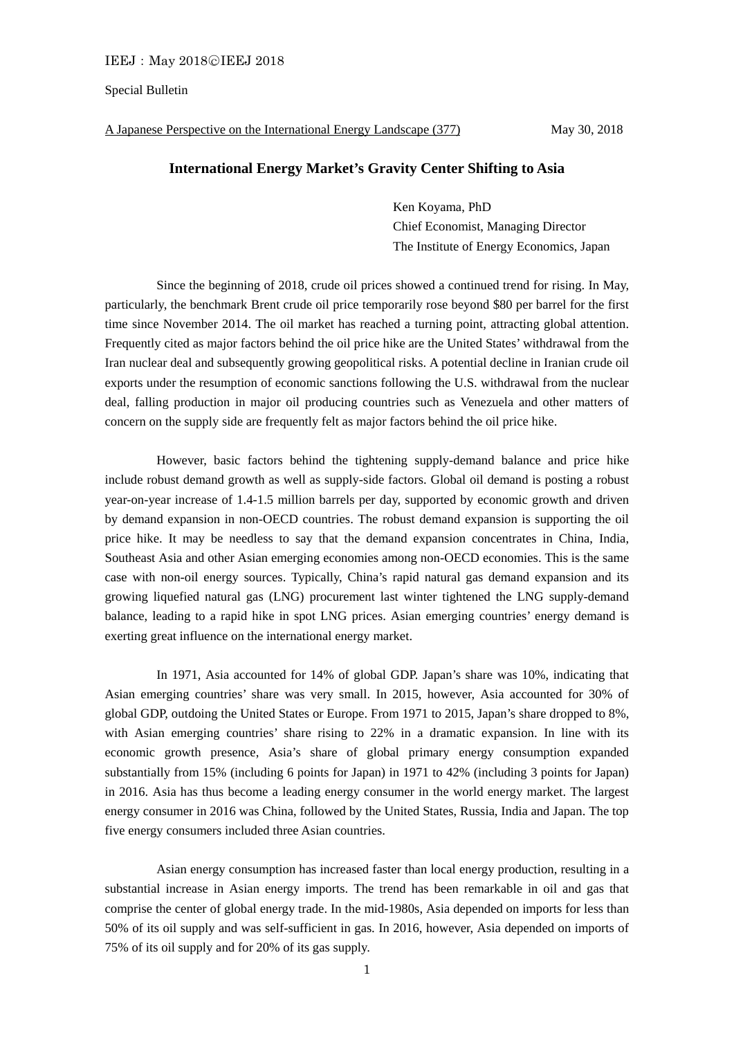IEEJ : May 2018©IEEJ 2018

Special Bulletin

A Japanese Perspective on the International Energy Landscape (377) May 30, 2018

# International Energy Market's Gravity Center Shifting to Asia

Ken Koyama, PhD
Chief Economist, Managing Director
The Institute of Energy Economics, Japan

Since the beginning of 2018, crude oil prices showed a continued trend for rising. In May, particularly, the benchmark Brent crude oil price temporarily rose beyond $80 per barrel for the first time since November 2014. The oil market has reached a turning point, attracting global attention. Frequently cited as major factors behind the oil price hike are the United States' withdrawal from the Iran nuclear deal and subsequently growing geopolitical risks. A potential decline in Iranian crude oil exports under the resumption of economic sanctions following the U.S. withdrawal from the nuclear deal, falling production in major oil producing countries such as Venezuela and other matters of concern on the supply side are frequently felt as major factors behind the oil price hike.

However, basic factors behind the tightening supply-demand balance and price hike include robust demand growth as well as supply-side factors. Global oil demand is posting a robust year-on-year increase of 1.4-1.5 million barrels per day, supported by economic growth and driven by demand expansion in non-OECD countries. The robust demand expansion is supporting the oil price hike. It may be needless to say that the demand expansion concentrates in China, India, Southeast Asia and other Asian emerging economies among non-OECD economies. This is the same case with non-oil energy sources. Typically, China's rapid natural gas demand expansion and its growing liquefied natural gas (LNG) procurement last winter tightened the LNG supply-demand balance, leading to a rapid hike in spot LNG prices. Asian emerging countries' energy demand is exerting great influence on the international energy market.

In 1971, Asia accounted for 14% of global GDP. Japan's share was 10%, indicating that Asian emerging countries' share was very small. In 2015, however, Asia accounted for 30% of global GDP, outdoing the United States or Europe. From 1971 to 2015, Japan's share dropped to 8%, with Asian emerging countries' share rising to 22% in a dramatic expansion. In line with its economic growth presence, Asia's share of global primary energy consumption expanded substantially from 15% (including 6 points for Japan) in 1971 to 42% (including 3 points for Japan) in 2016. Asia has thus become a leading energy consumer in the world energy market. The largest energy consumer in 2016 was China, followed by the United States, Russia, India and Japan. The top five energy consumers included three Asian countries.

Asian energy consumption has increased faster than local energy production, resulting in a substantial increase in Asian energy imports. The trend has been remarkable in oil and gas that comprise the center of global energy trade. In the mid-1980s, Asia depended on imports for less than 50% of its oil supply and was self-sufficient in gas. In 2016, however, Asia depended on imports of 75% of its oil supply and for 20% of its gas supply.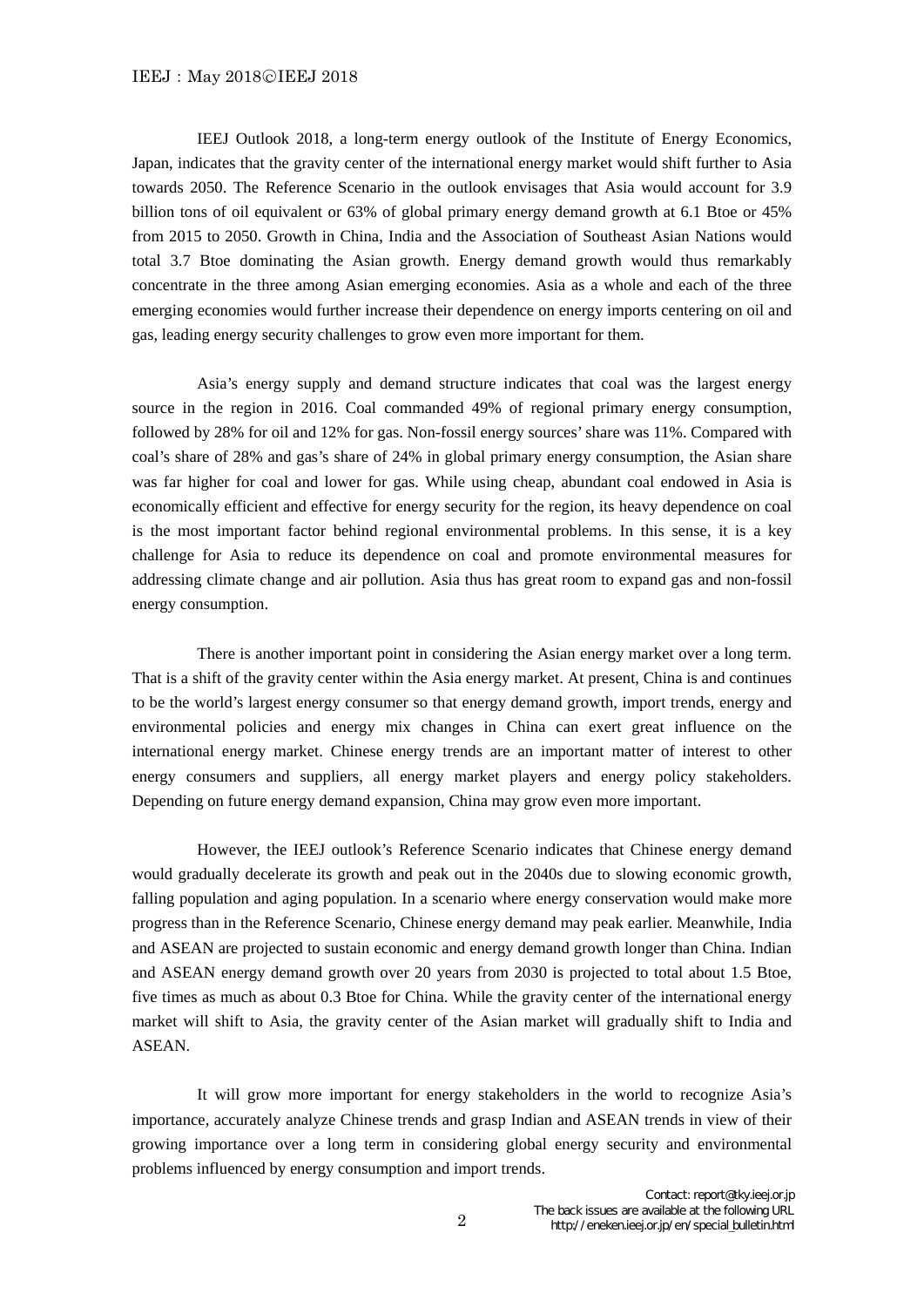IEEJ Outlook 2018, a long-term energy outlook of the Institute of Energy Economics, Japan, indicates that the gravity center of the international energy market would shift further to Asia towards 2050. The Reference Scenario in the outlook envisages that Asia would account for 3.9 billion tons of oil equivalent or 63% of global primary energy demand growth at 6.1 Btoe or 45% from 2015 to 2050. Growth in China, India and the Association of Southeast Asian Nations would total 3.7 Btoe dominating the Asian growth. Energy demand growth would thus remarkably concentrate in the three among Asian emerging economies. Asia as a whole and each of the three emerging economies would further increase their dependence on energy imports centering on oil and gas, leading energy security challenges to grow even more important for them.

Asia's energy supply and demand structure indicates that coal was the largest energy source in the region in 2016. Coal commanded 49% of regional primary energy consumption, followed by 28% for oil and 12% for gas. Non-fossil energy sources' share was 11%. Compared with coal's share of 28% and gas's share of 24% in global primary energy consumption, the Asian share was far higher for coal and lower for gas. While using cheap, abundant coal endowed in Asia is economically efficient and effective for energy security for the region, its heavy dependence on coal is the most important factor behind regional environmental problems. In this sense, it is a key challenge for Asia to reduce its dependence on coal and promote environmental measures for addressing climate change and air pollution. Asia thus has great room to expand gas and non-fossil energy consumption.

There is another important point in considering the Asian energy market over a long term. That is a shift of the gravity center within the Asia energy market. At present, China is and continues to be the world's largest energy consumer so that energy demand growth, import trends, energy and environmental policies and energy mix changes in China can exert great influence on the international energy market. Chinese energy trends are an important matter of interest to other energy consumers and suppliers, all energy market players and energy policy stakeholders. Depending on future energy demand expansion, China may grow even more important.

However, the IEEJ outlook's Reference Scenario indicates that Chinese energy demand would gradually decelerate its growth and peak out in the 2040s due to slowing economic growth, falling population and aging population. In a scenario where energy conservation would make more progress than in the Reference Scenario, Chinese energy demand may peak earlier. Meanwhile, India and ASEAN are projected to sustain economic and energy demand growth longer than China. Indian and ASEAN energy demand growth over 20 years from 2030 is projected to total about 1.5 Btoe, five times as much as about 0.3 Btoe for China. While the gravity center of the international energy market will shift to Asia, the gravity center of the Asian market will gradually shift to India and ASEAN.

It will grow more important for energy stakeholders in the world to recognize Asia's importance, accurately analyze Chinese trends and grasp Indian and ASEAN trends in view of their growing importance over a long term in considering global energy security and environmental problems influenced by energy consumption and import trends.

Contact: report@tky.ieej.or.jp
The back issues are available at the following URL
http://eneken.ieej.or.jp/en/special_bulletin.html